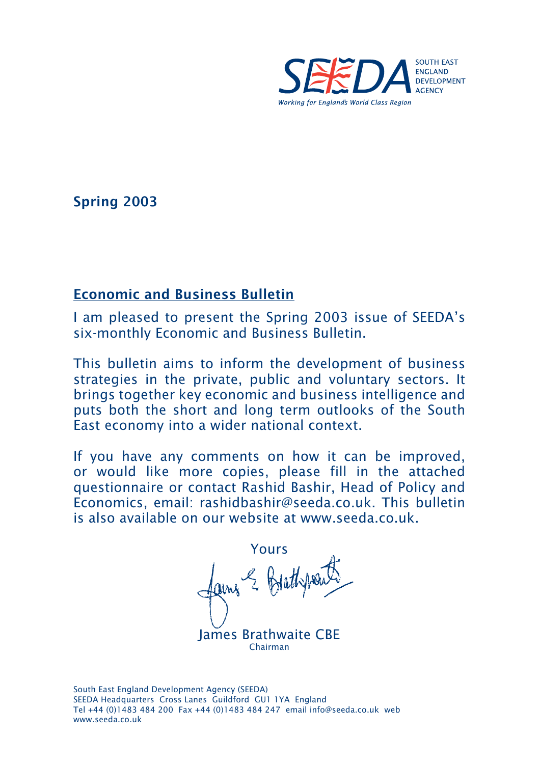SEEDA SOUTH EAST ENGLAND DEVELOPMENT AGENCY

*Working for England's World Class Region*

**Spring 2003**

## Economic and Business Bulletin

I am pleased to present the Spring 2003 issue of SEEDA's six-monthly Economic and Business Bulletin.

This bulletin aims to inform the development of business strategies in the private, public and voluntary sectors. It brings together key economic and business intelligence and puts both the short and long term outlooks of the South East economy into a wider national context.

If you have any comments on how it can be improved, or would like more copies, please fill in the attached questionnaire or contact Rashid Bashir, Head of Policy and Economics, email: rashidbashir@seeda.co.uk. This bulletin is also available on our website at www.seeda.co.uk.

Yours

James Brathwaite CBE
Chairman

South East England Development Agency (SEEDA)
SEEDA Headquarters Cross Lanes Guildford GU1 1YA England
Tel +44 (0)1483 484 200 Fax +44 (0)1483 484 247 email info@seeda.co.uk web www.seeda.co.uk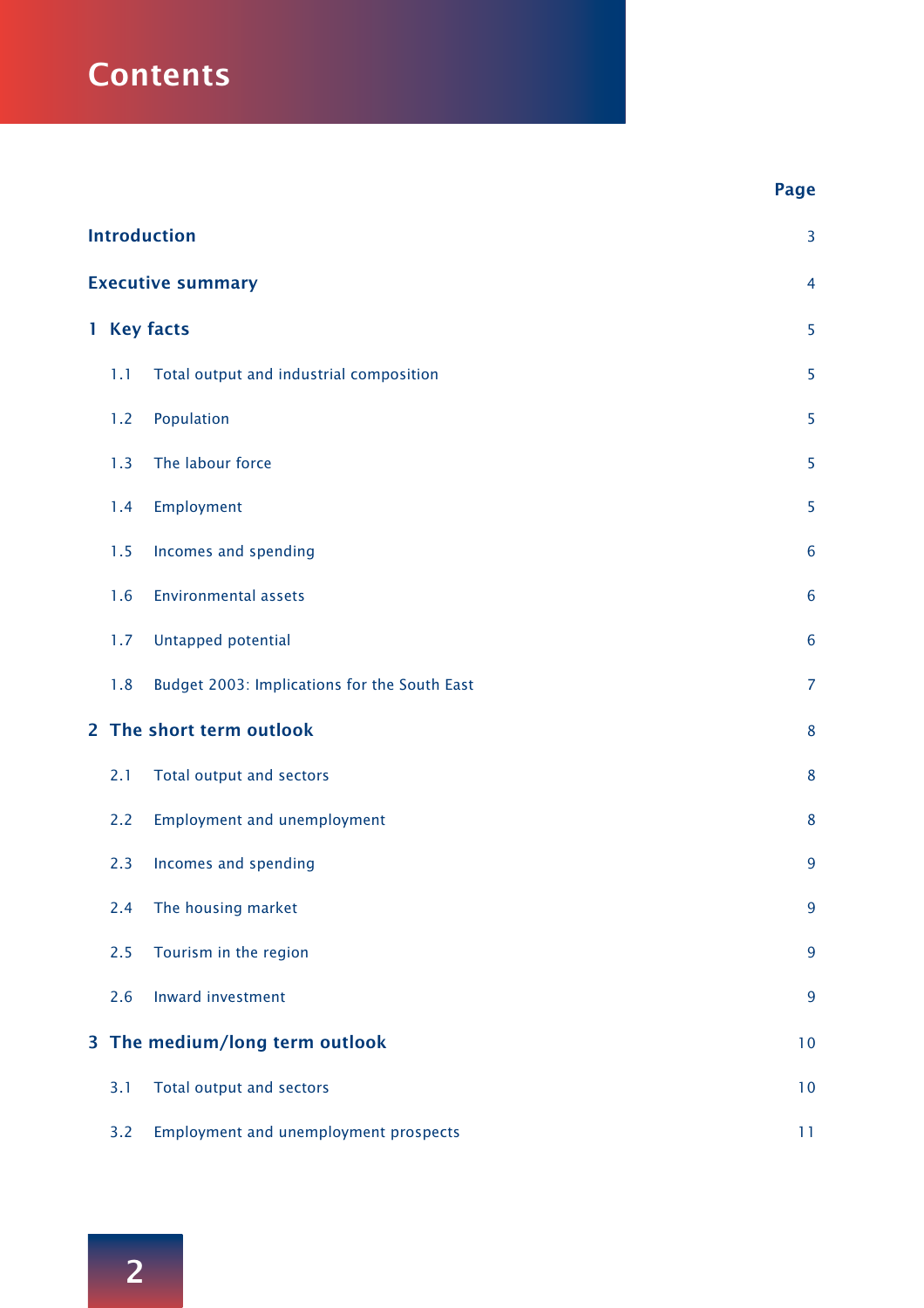# Contents

| | Page |
|---|---|
| **Introduction** | 3 |
| **Executive summary** | 4 |
| **1 Key facts** | 5 |
| 1.1 Total output and industrial composition | 5 |
| 1.2 Population | 5 |
| 1.3 The labour force | 5 |
| 1.4 Employment | 5 |
| 1.5 Incomes and spending | 6 |
| 1.6 Environmental assets | 6 |
| 1.7 Untapped potential | 6 |
| 1.8 Budget 2003: Implications for the South East | 7 |
| **2 The short term outlook** | 8 |
| 2.1 Total output and sectors | 8 |
| 2.2 Employment and unemployment | 8 |
| 2.3 Incomes and spending | 9 |
| 2.4 The housing market | 9 |
| 2.5 Tourism in the region | 9 |
| 2.6 Inward investment | 9 |
| **3 The medium/long term outlook** | 10 |
| 3.1 Total output and sectors | 10 |
| 3.2 Employment and unemployment prospects | 11 |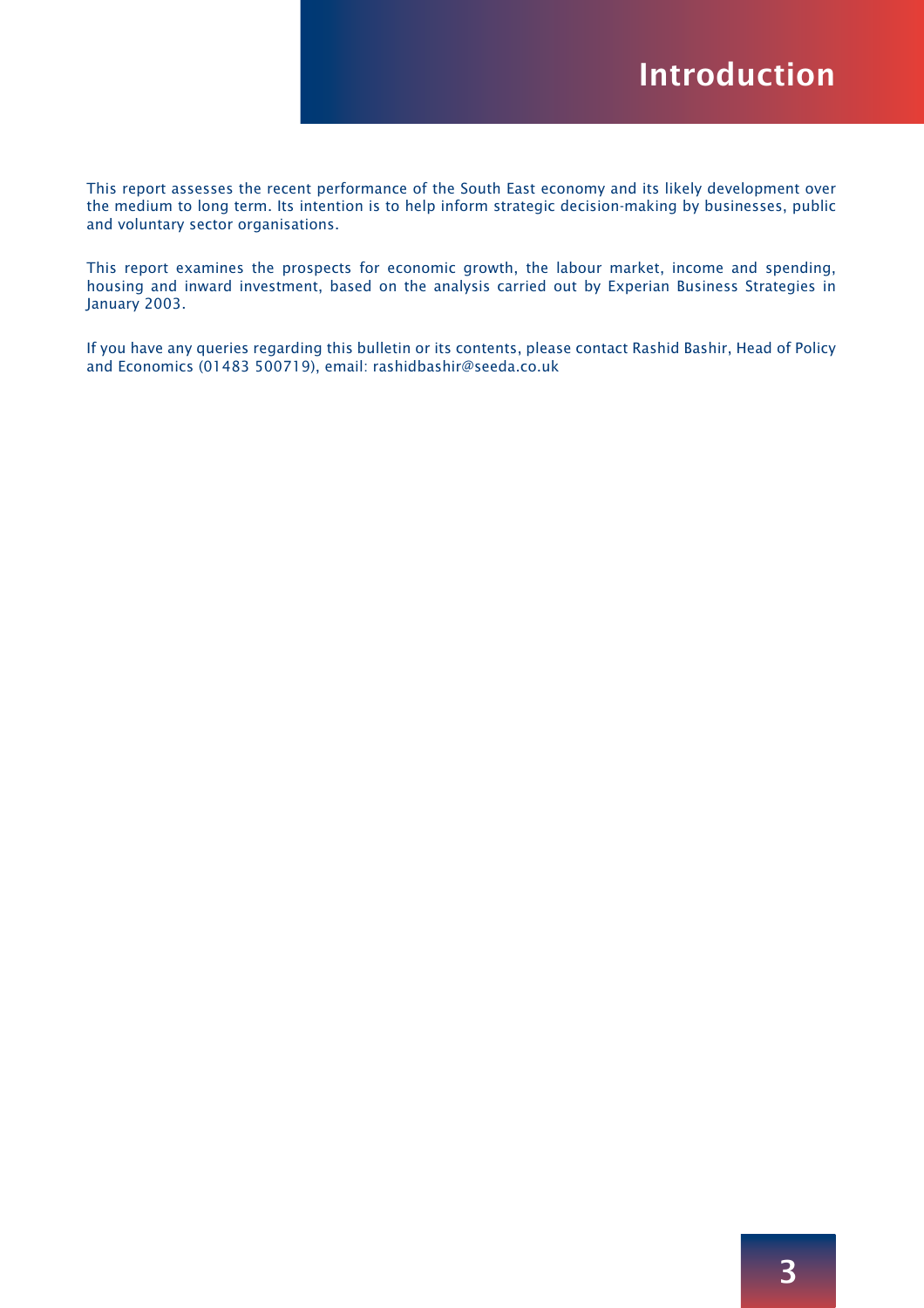# Introduction

This report assesses the recent performance of the South East economy and its likely development over the medium to long term. Its intention is to help inform strategic decision-making by businesses, public and voluntary sector organisations.

This report examines the prospects for economic growth, the labour market, income and spending, housing and inward investment, based on the analysis carried out by Experian Business Strategies in January 2003.

If you have any queries regarding this bulletin or its contents, please contact Rashid Bashir, Head of Policy and Economics (01483 500719), email: rashidbashir@seeda.co.uk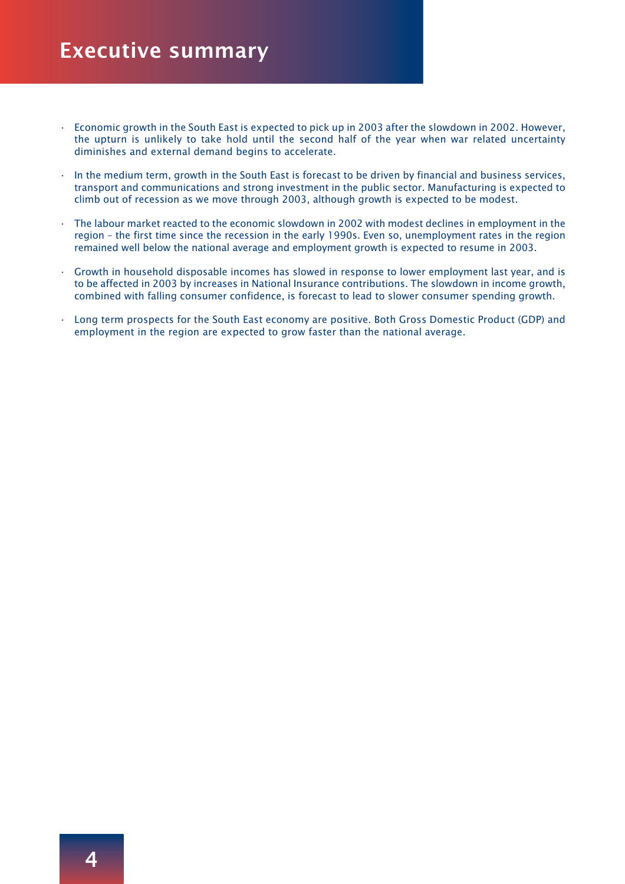# Executive summary

- Economic growth in the South East is expected to pick up in 2003 after the slowdown in 2002. However, the upturn is unlikely to take hold until the second half of the year when war related uncertainty diminishes and external demand begins to accelerate.
- In the medium term, growth in the South East is forecast to be driven by financial and business services, transport and communications and strong investment in the public sector. Manufacturing is expected to climb out of recession as we move through 2003, although growth is expected to be modest.
- The labour market reacted to the economic slowdown in 2002 with modest declines in employment in the region – the first time since the recession in the early 1990s. Even so, unemployment rates in the region remained well below the national average and employment growth is expected to resume in 2003.
- Growth in household disposable incomes has slowed in response to lower employment last year, and is to be affected in 2003 by increases in National Insurance contributions. The slowdown in income growth, combined with falling consumer confidence, is forecast to lead to slower consumer spending growth.
- Long term prospects for the South East economy are positive. Both Gross Domestic Product (GDP) and employment in the region are expected to grow faster than the national average.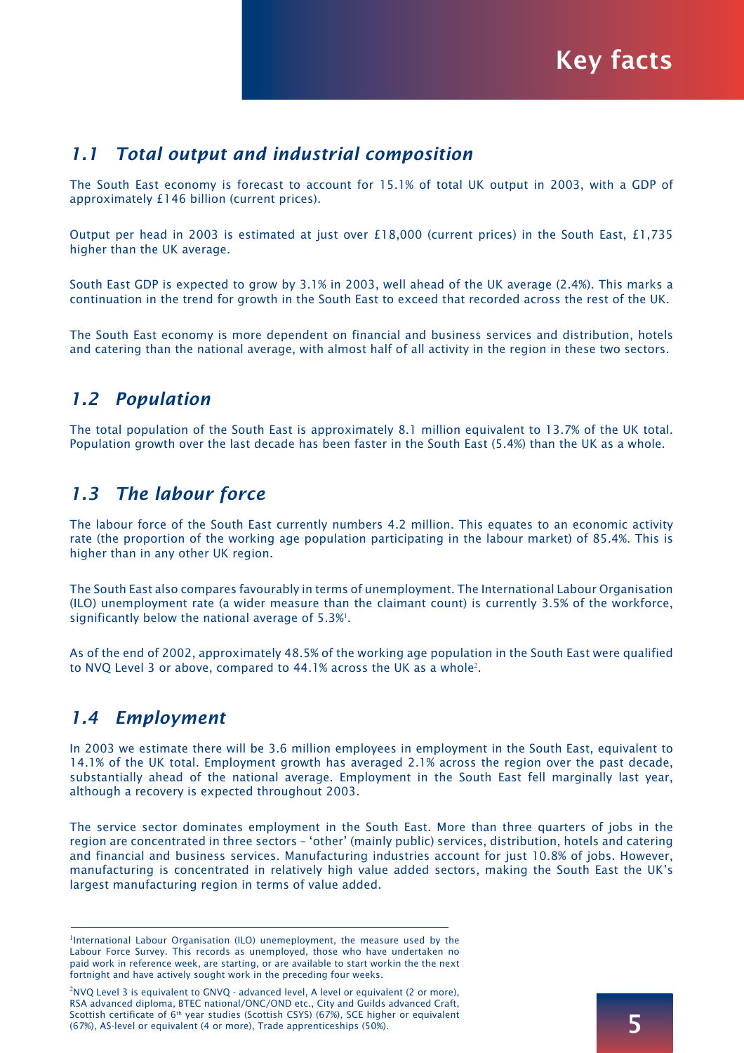# Key facts

## 1.1 Total output and industrial composition

The South East economy is forecast to account for 15.1% of total UK output in 2003, with a GDP of approximately £146 billion (current prices).

Output per head in 2003 is estimated at just over £18,000 (current prices) in the South East, £1,735 higher than the UK average.

South East GDP is expected to grow by 3.1% in 2003, well ahead of the UK average (2.4%). This marks a continuation in the trend for growth in the South East to exceed that recorded across the rest of the UK.

The South East economy is more dependent on financial and business services and distribution, hotels and catering than the national average, with almost half of all activity in the region in these two sectors.

## 1.2 Population

The total population of the South East is approximately 8.1 million equivalent to 13.7% of the UK total. Population growth over the last decade has been faster in the South East (5.4%) than the UK as a whole.

## 1.3 The labour force

The labour force of the South East currently numbers 4.2 million. This equates to an economic activity rate (the proportion of the working age population participating in the labour market) of 85.4%. This is higher than in any other UK region.

The South East also compares favourably in terms of unemployment. The International Labour Organisation (ILO) unemployment rate (a wider measure than the claimant count) is currently 3.5% of the workforce, significantly below the national average of 5.3%[1].

As of the end of 2002, approximately 48.5% of the working age population in the South East were qualified to NVQ Level 3 or above, compared to 44.1% across the UK as a whole[2].

## 1.4 Employment

In 2003 we estimate there will be 3.6 million employees in employment in the South East, equivalent to 14.1% of the UK total. Employment growth has averaged 2.1% across the region over the past decade, substantially ahead of the national average. Employment in the South East fell marginally last year, although a recovery is expected throughout 2003.

The service sector dominates employment in the South East. More than three quarters of jobs in the region are concentrated in three sectors – 'other' (mainly public) services, distribution, hotels and catering and financial and business services. Manufacturing industries account for just 10.8% of jobs. However, manufacturing is concentrated in relatively high value added sectors, making the South East the UK's largest manufacturing region in terms of value added.

---

[1] International Labour Organisation (ILO) unemployment, the measure used by the Labour Force Survey. This records as unemployed, those who have undertaken no paid work in reference week, are starting, or are available to start workin the the next fortnight and have actively sought work in the preceding four weeks.

[2] NVQ Level 3 is equivalent to GNVQ - advanced level, A level or equivalent (2 or more), RSA advanced diploma, BTEC national/ONC/OND etc., City and Guilds advanced Craft, Scottish certificate of 6th year studies (Scottish CSYS) (67%), SCE higher or equivalent (67%), AS-level or equivalent (4 or more), Trade apprenticeships (50%).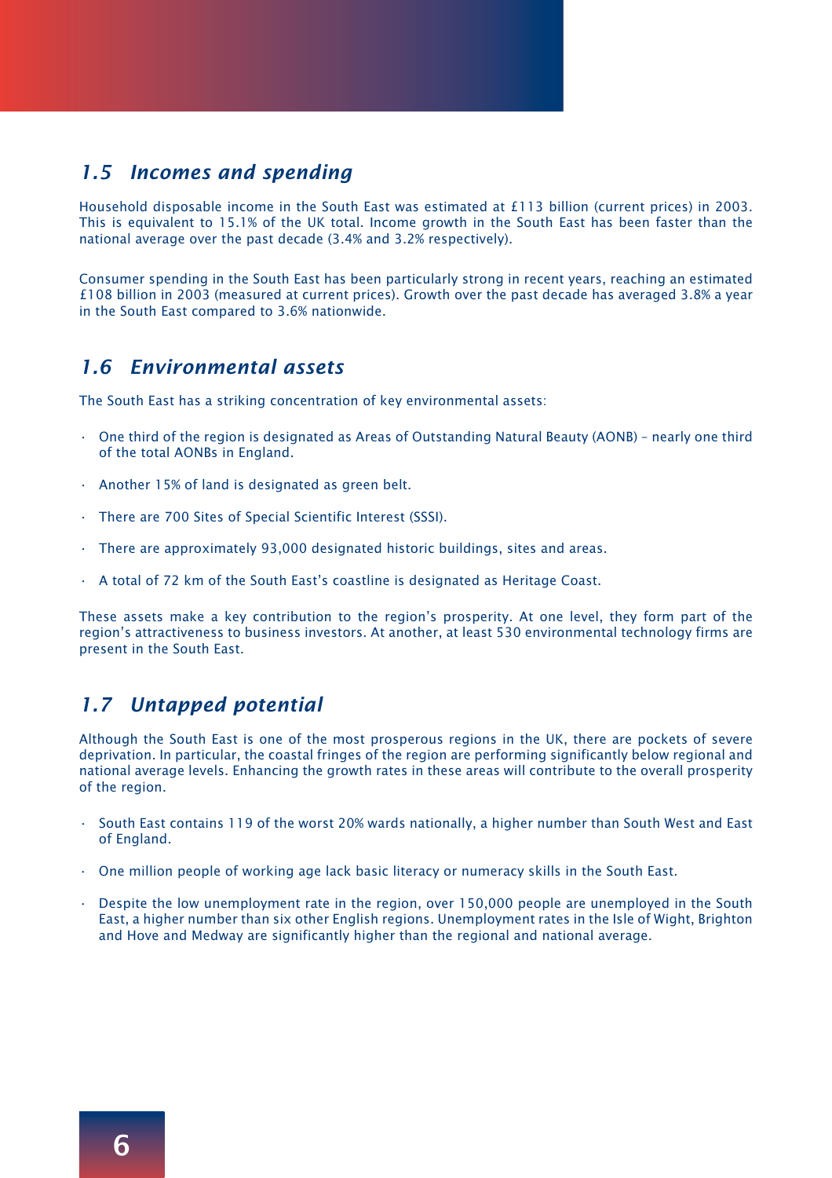## 1.5 *Incomes and spending*

Household disposable income in the South East was estimated at £113 billion (current prices) in 2003. This is equivalent to 15.1% of the UK total. Income growth in the South East has been faster than the national average over the past decade (3.4% and 3.2% respectively).

Consumer spending in the South East has been particularly strong in recent years, reaching an estimated £108 billion in 2003 (measured at current prices). Growth over the past decade has averaged 3.8% a year in the South East compared to 3.6% nationwide.

## 1.6 *Environmental assets*

The South East has a striking concentration of key environmental assets:

- One third of the region is designated as Areas of Outstanding Natural Beauty (AONB) – nearly one third of the total AONBs in England.
- Another 15% of land is designated as green belt.
- There are 700 Sites of Special Scientific Interest (SSSI).
- There are approximately 93,000 designated historic buildings, sites and areas.
- A total of 72 km of the South East's coastline is designated as Heritage Coast.

These assets make a key contribution to the region's prosperity. At one level, they form part of the region's attractiveness to business investors. At another, at least 530 environmental technology firms are present in the South East.

## 1.7 *Untapped potential*

Although the South East is one of the most prosperous regions in the UK, there are pockets of severe deprivation. In particular, the coastal fringes of the region are performing significantly below regional and national average levels. Enhancing the growth rates in these areas will contribute to the overall prosperity of the region.

- South East contains 119 of the worst 20% wards nationally, a higher number than South West and East of England.
- One million people of working age lack basic literacy or numeracy skills in the South East.
- Despite the low unemployment rate in the region, over 150,000 people are unemployed in the South East, a higher number than six other English regions. Unemployment rates in the Isle of Wight, Brighton and Hove and Medway are significantly higher than the regional and national average.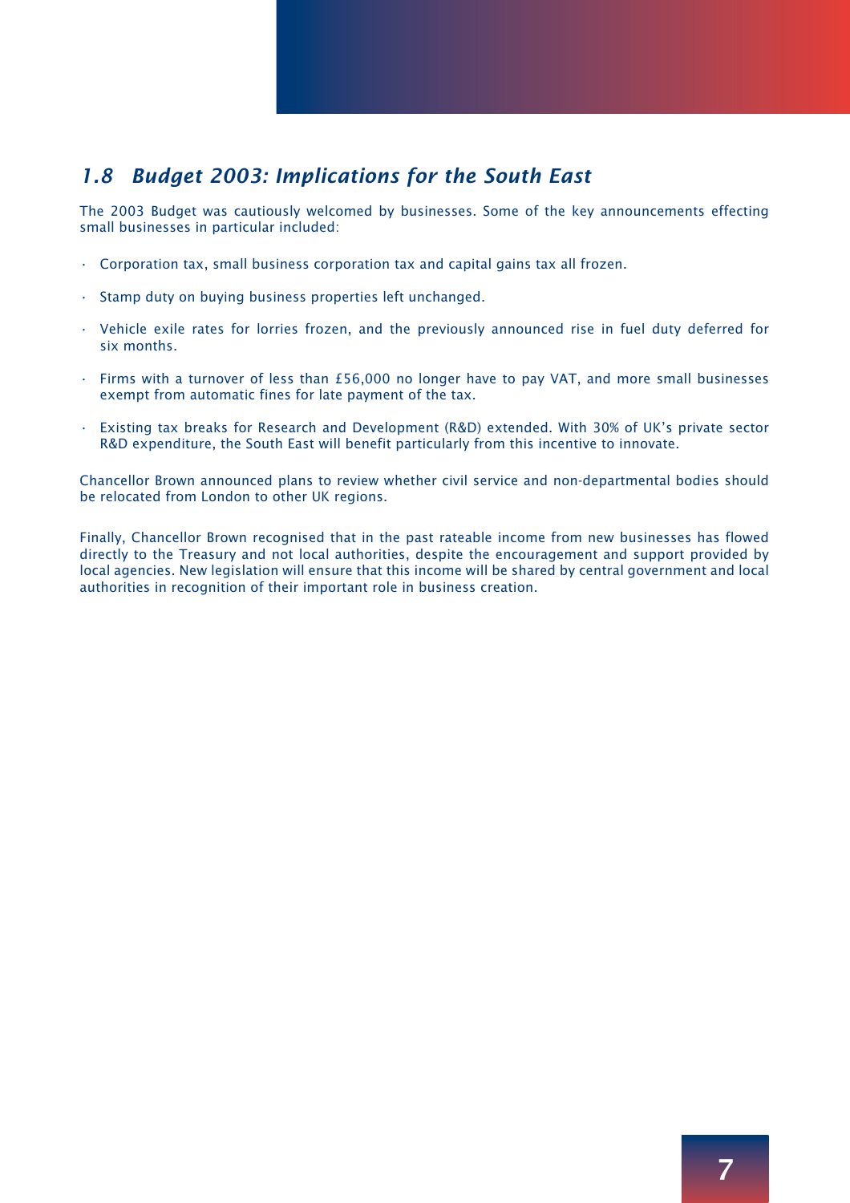## *1.8 Budget 2003: Implications for the South East*

The 2003 Budget was cautiously welcomed by businesses. Some of the key announcements effecting small businesses in particular included:

- Corporation tax, small business corporation tax and capital gains tax all frozen.
- Stamp duty on buying business properties left unchanged.
- Vehicle exile rates for lorries frozen, and the previously announced rise in fuel duty deferred for six months.
- Firms with a turnover of less than £56,000 no longer have to pay VAT, and more small businesses exempt from automatic fines for late payment of the tax.
- Existing tax breaks for Research and Development (R&D) extended. With 30% of UK's private sector R&D expenditure, the South East will benefit particularly from this incentive to innovate.

Chancellor Brown announced plans to review whether civil service and non-departmental bodies should be relocated from London to other UK regions.

Finally, Chancellor Brown recognised that in the past rateable income from new businesses has flowed directly to the Treasury and not local authorities, despite the encouragement and support provided by local agencies. New legislation will ensure that this income will be shared by central government and local authorities in recognition of their important role in business creation.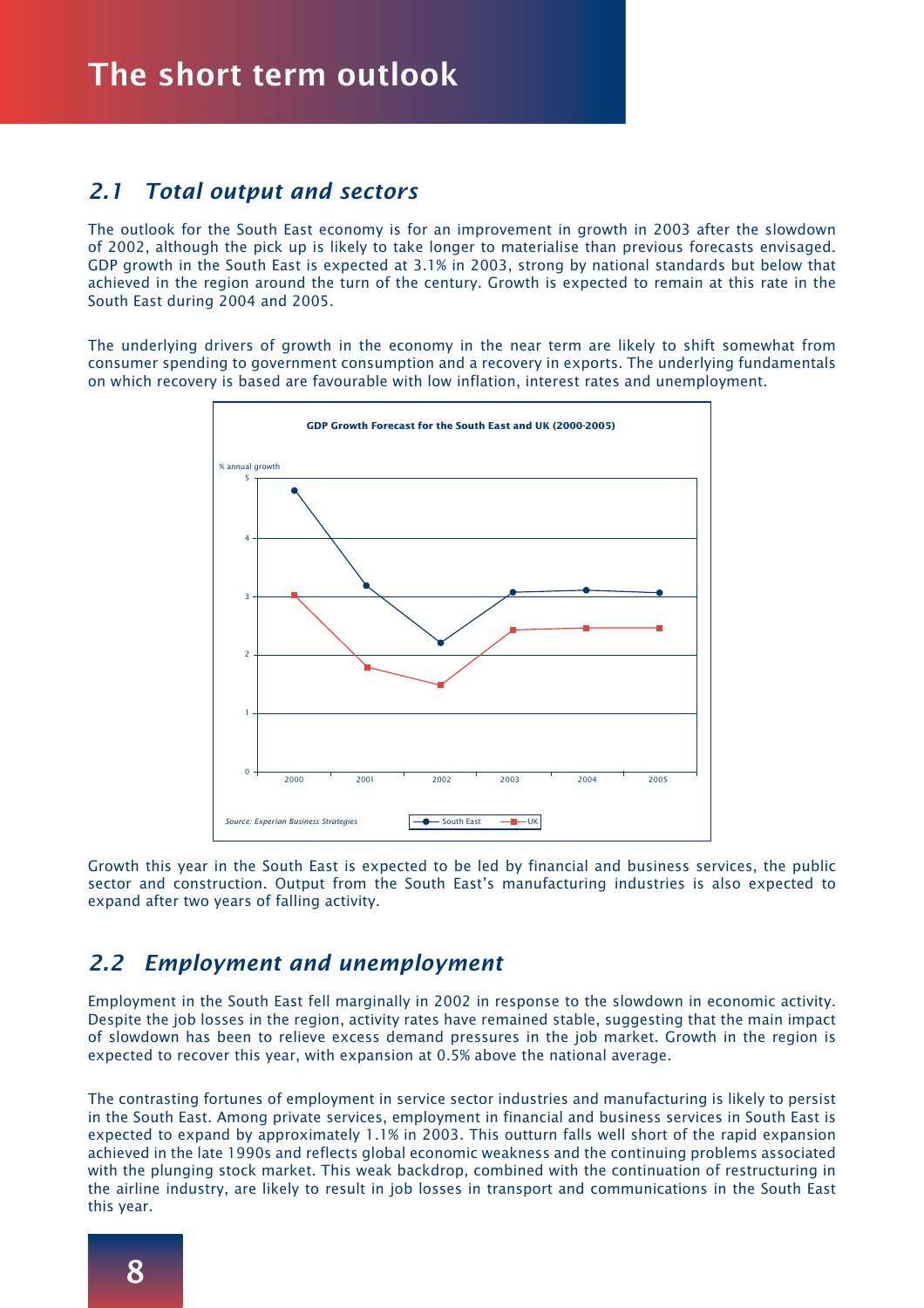# The short term outlook

## 2.1 Total output and sectors

The outlook for the South East economy is for an improvement in growth in 2003 after the slowdown of 2002, although the pick up is likely to take longer to materialise than previous forecasts envisaged. GDP growth in the South East is expected at 3.1% in 2003, strong by national standards but below that achieved in the region around the turn of the century. Growth is expected to remain at this rate in the South East during 2004 and 2005.

The underlying drivers of growth in the economy in the near term are likely to shift somewhat from consumer spending to government consumption and a recovery in exports. The underlying fundamentals on which recovery is based are favourable with low inflation, interest rates and unemployment.

**GDP Growth Forecast for the South East and UK (2000-2005)**

% annual growth

Source: Experian Business Strategies

Legend: South East, UK

Growth this year in the South East is expected to be led by financial and business services, the public sector and construction. Output from the South East's manufacturing industries is also expected to expand after two years of falling activity.

## 2.2 Employment and unemployment

Employment in the South East fell marginally in 2002 in response to the slowdown in economic activity. Despite the job losses in the region, activity rates have remained stable, suggesting that the main impact of slowdown has been to relieve excess demand pressures in the job market. Growth in the region is expected to recover this year, with expansion at 0.5% above the national average.

The contrasting fortunes of employment in service sector industries and manufacturing is likely to persist in the South East. Among private services, employment in financial and business services in South East is expected to expand by approximately 1.1% in 2003. This outturn falls well short of the rapid expansion achieved in the late 1990s and reflects global economic weakness and the continuing problems associated with the plunging stock market. This weak backdrop, combined with the continuation of restructuring in the airline industry, are likely to result in job losses in transport and communications in the South East this year.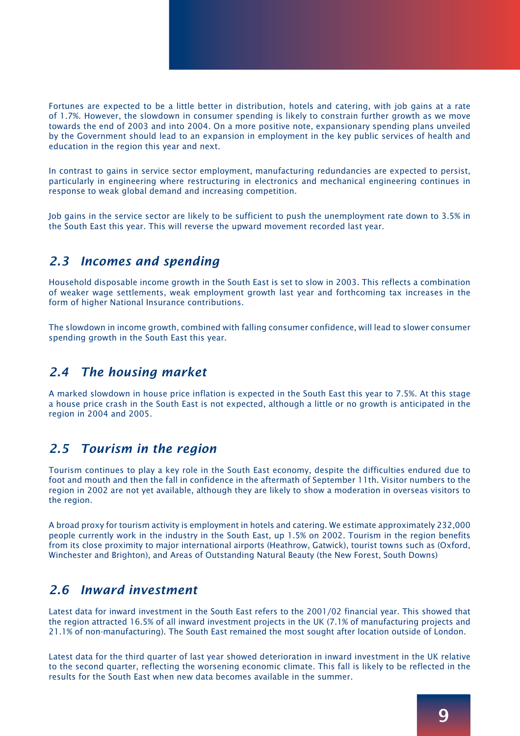Fortunes are expected to be a little better in distribution, hotels and catering, with job gains at a rate of 1.7%. However, the slowdown in consumer spending is likely to constrain further growth as we move towards the end of 2003 and into 2004. On a more positive note, expansionary spending plans unveiled by the Government should lead to an expansion in employment in the key public services of health and education in the region this year and next.

In contrast to gains in service sector employment, manufacturing redundancies are expected to persist, particularly in engineering where restructuring in electronics and mechanical engineering continues in response to weak global demand and increasing competition.

Job gains in the service sector are likely to be sufficient to push the unemployment rate down to 3.5% in the South East this year. This will reverse the upward movement recorded last year.

## *2.3 Incomes and spending*

Household disposable income growth in the South East is set to slow in 2003. This reflects a combination of weaker wage settlements, weak employment growth last year and forthcoming tax increases in the form of higher National Insurance contributions.

The slowdown in income growth, combined with falling consumer confidence, will lead to slower consumer spending growth in the South East this year.

## *2.4 The housing market*

A marked slowdown in house price inflation is expected in the South East this year to 7.5%. At this stage a house price crash in the South East is not expected, although a little or no growth is anticipated in the region in 2004 and 2005.

## *2.5 Tourism in the region*

Tourism continues to play a key role in the South East economy, despite the difficulties endured due to foot and mouth and then the fall in confidence in the aftermath of September 11th. Visitor numbers to the region in 2002 are not yet available, although they are likely to show a moderation in overseas visitors to the region.

A broad proxy for tourism activity is employment in hotels and catering. We estimate approximately 232,000 people currently work in the industry in the South East, up 1.5% on 2002. Tourism in the region benefits from its close proximity to major international airports (Heathrow, Gatwick), tourist towns such as (Oxford, Winchester and Brighton), and Areas of Outstanding Natural Beauty (the New Forest, South Downs)

## *2.6 Inward investment*

Latest data for inward investment in the South East refers to the 2001/02 financial year. This showed that the region attracted 16.5% of all inward investment projects in the UK (7.1% of manufacturing projects and 21.1% of non-manufacturing). The South East remained the most sought after location outside of London.

Latest data for the third quarter of last year showed deterioration in inward investment in the UK relative to the second quarter, reflecting the worsening economic climate. This fall is likely to be reflected in the results for the South East when new data becomes available in the summer.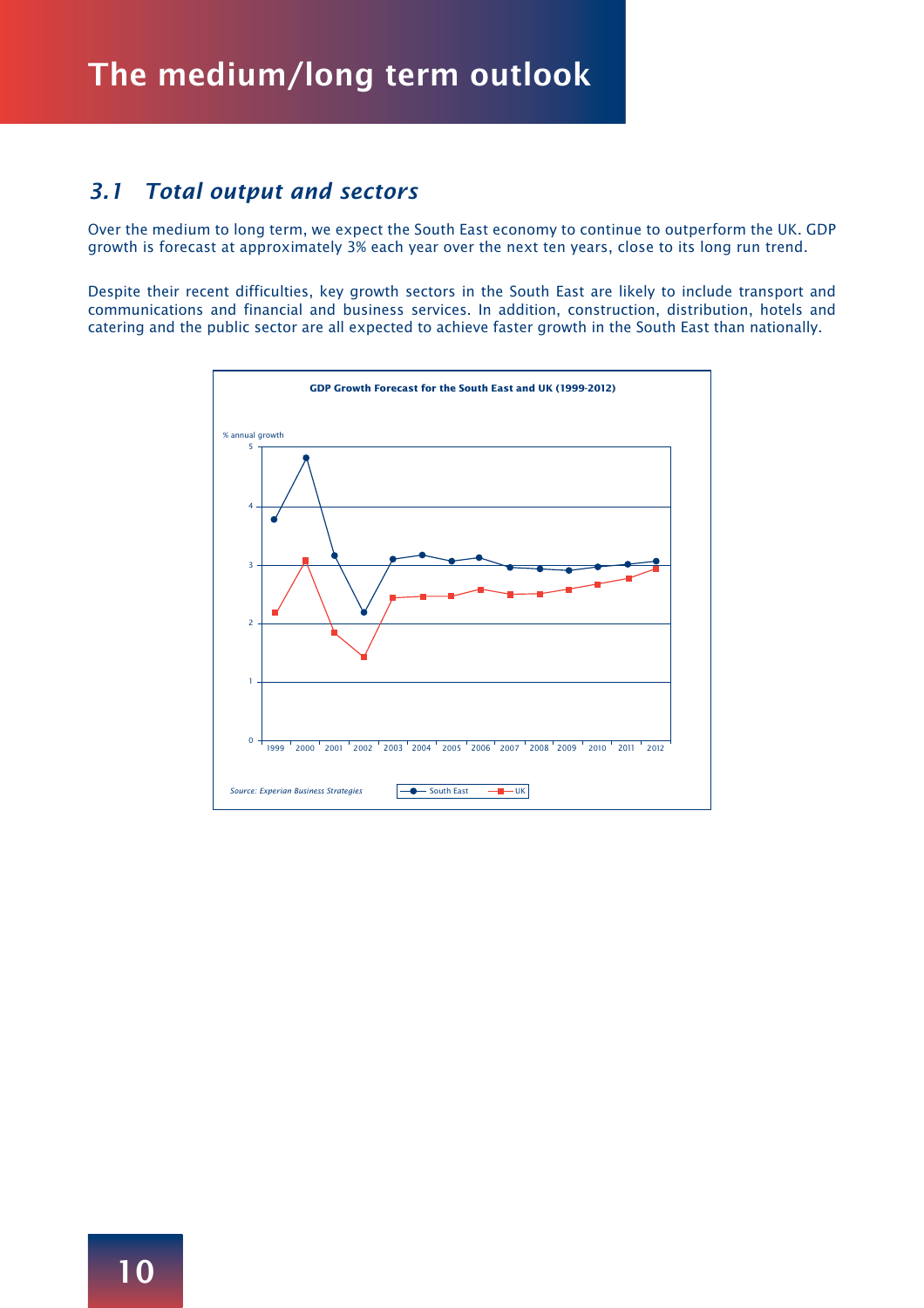# The medium/long term outlook

## 3.1 Total output and sectors

Over the medium to long term, we expect the South East economy to continue to outperform the UK. GDP growth is forecast at approximately 3% each year over the next ten years, close to its long run trend.

Despite their recent difficulties, key growth sectors in the South East are likely to include transport and communications and financial and business services. In addition, construction, distribution, hotels and catering and the public sector are all expected to achieve faster growth in the South East than nationally.

**GDP Growth Forecast for the South East and UK (1999-2012)**

*Source: Experian Business Strategies*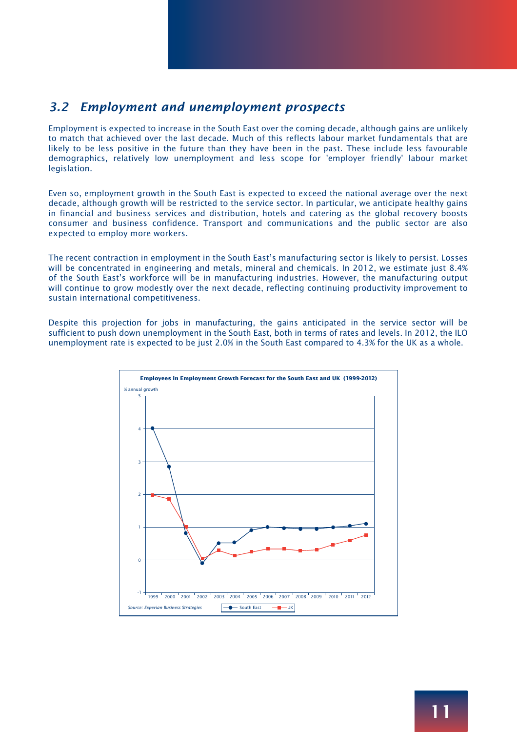## 3.2 Employment and unemployment prospects

Employment is expected to increase in the South East over the coming decade, although gains are unlikely to match that achieved over the last decade. Much of this reflects labour market fundamentals that are likely to be less positive in the future than they have been in the past. These include less favourable demographics, relatively low unemployment and less scope for 'employer friendly' labour market legislation.

Even so, employment growth in the South East is expected to exceed the national average over the next decade, although growth will be restricted to the service sector. In particular, we anticipate healthy gains in financial and business services and distribution, hotels and catering as the global recovery boosts consumer and business confidence. Transport and communications and the public sector are also expected to employ more workers.

The recent contraction in employment in the South East's manufacturing sector is likely to persist. Losses will be concentrated in engineering and metals, mineral and chemicals. In 2012, we estimate just 8.4% of the South East's workforce will be in manufacturing industries. However, the manufacturing output will continue to grow modestly over the next decade, reflecting continuing productivity improvement to sustain international competitiveness.

Despite this projection for jobs in manufacturing, the gains anticipated in the service sector will be sufficient to push down unemployment in the South East, both in terms of rates and levels. In 2012, the ILO unemployment rate is expected to be just 2.0% in the South East compared to 4.3% for the UK as a whole.

**Employees in Employment Growth Forecast for the South East and UK (1999-2012)**

% annual growth

Source: Experian Business Strategies

Legend: South East, UK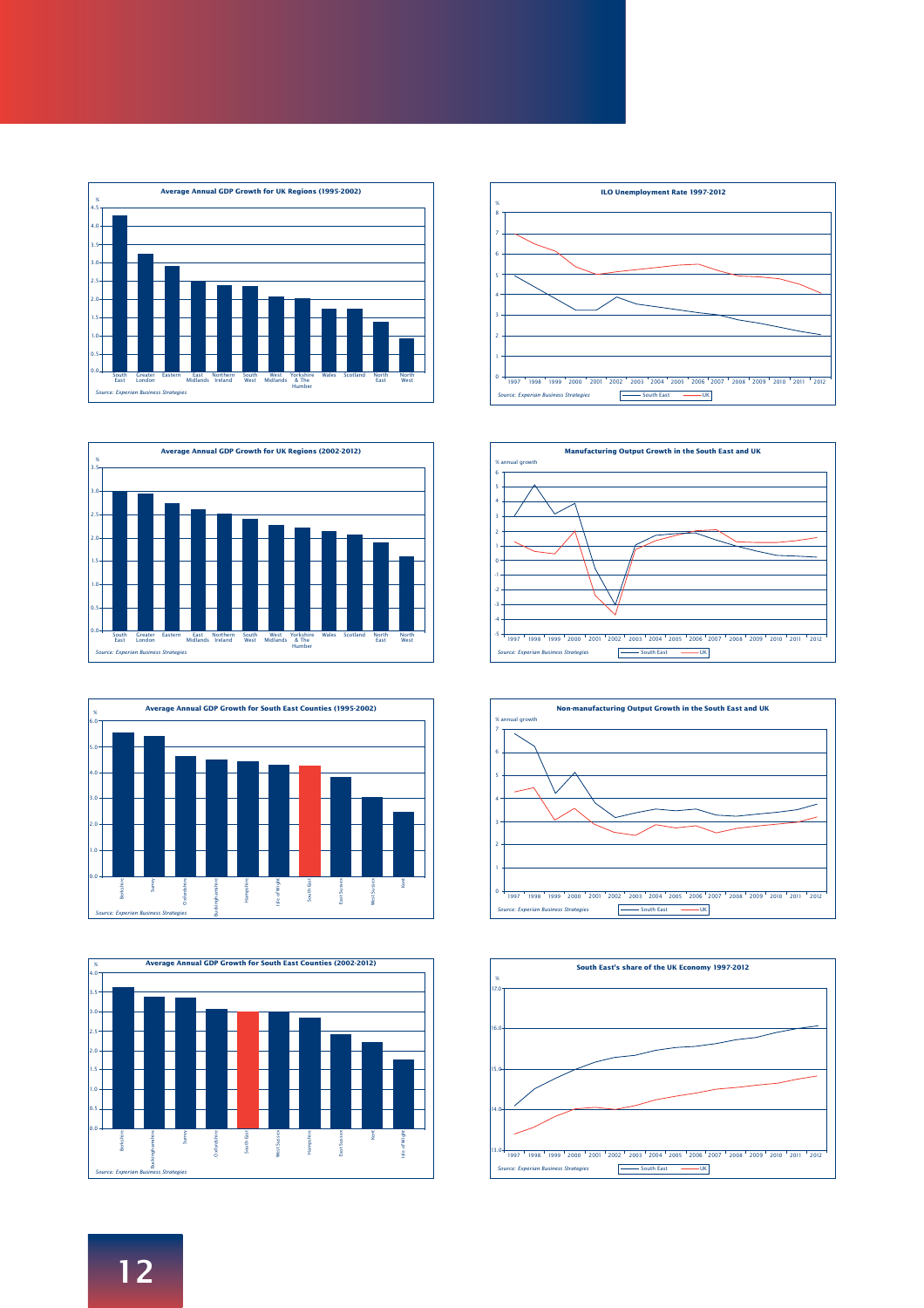**Average Annual GDP Growth for UK Regions (1995-2002)**

%

4.5
4.0
3.5
3.0
2.5
2.0
1.5
1.0
0.5
0.0

South East
Greater London
Eastern
East Midlands
Northern Ireland
South West
West Midlands
Yorkshire & The Humber
Wales
Scotland
North East
North West

*Source: Experian Business Strategies*

**ILO Unemployment Rate 1997-2012**

%

8
7
6
5
4
3
2
1
0

1997 1998 1999 2000 2001 2002 2003 2004 2005 2006 2007 2008 2009 2010 2011 2012

*Source: Experian Business Strategies*

South East
UK

**Average Annual GDP Growth for UK Regions (2002-2012)**

%

3.5
3.0
2.5
2.0
1.5
1.0
0.5
0.0

South East
Greater London
Eastern
East Midlands
Northern Ireland
South West
West Midlands
Yorkshire & The Humber
Wales
Scotland
North East
North West

*Source: Experian Business Strategies*

**Manufacturing Output Growth in the South East and UK**

% annual growth

6
5
4
3
2
1
0
-1
-2
-3
-4
-5

1997 1998 1999 2000 2001 2002 2003 2004 2005 2006 2007 2008 2009 2010 2011 2012

*Source: Experian Business Strategies*

South East
UK

**Average Annual GDP Growth for South East Counties (1995-2002)**

%

6.0
5.0
4.0
3.0
2.0
1.0
0.0

Berkshire
Surrey
Oxfordshire
Buckinghamshire
Hampshire
Isle of Wight
South East
East Sussex
West Sussex
Kent

*Source: Experian Business Strategies*

**Non-manufacturing Output Growth in the South East and UK**

% annual growth

7
6
5
4
3
2
1
0

1997 1998 1999 2000 2001 2002 2003 2004 2005 2006 2007 2008 2009 2010 2011 2012

*Source: Experian Business Strategies*

South East
UK

**Average Annual GDP Growth for South East Counties (2002-2012)**

%

4.0
3.5
3.0
2.5
2.0
1.5
1.0
0.5
0.0

Berkshire
Buckinghamshire
Surrey
Oxfordshire
South East
West Sussex
Hampshire
East Sussex
Kent
Isle of Wight

*Source: Experian Business Strategies*

**South East's share of the UK Economy 1997-2012**

%

17.0
16.0
15.0
14.0
13.0

1997 1998 1999 2000 2001 2002 2003 2004 2005 2006 2007 2008 2009 2010 2011 2012

*Source: Experian Business Strategies*

South East
UK